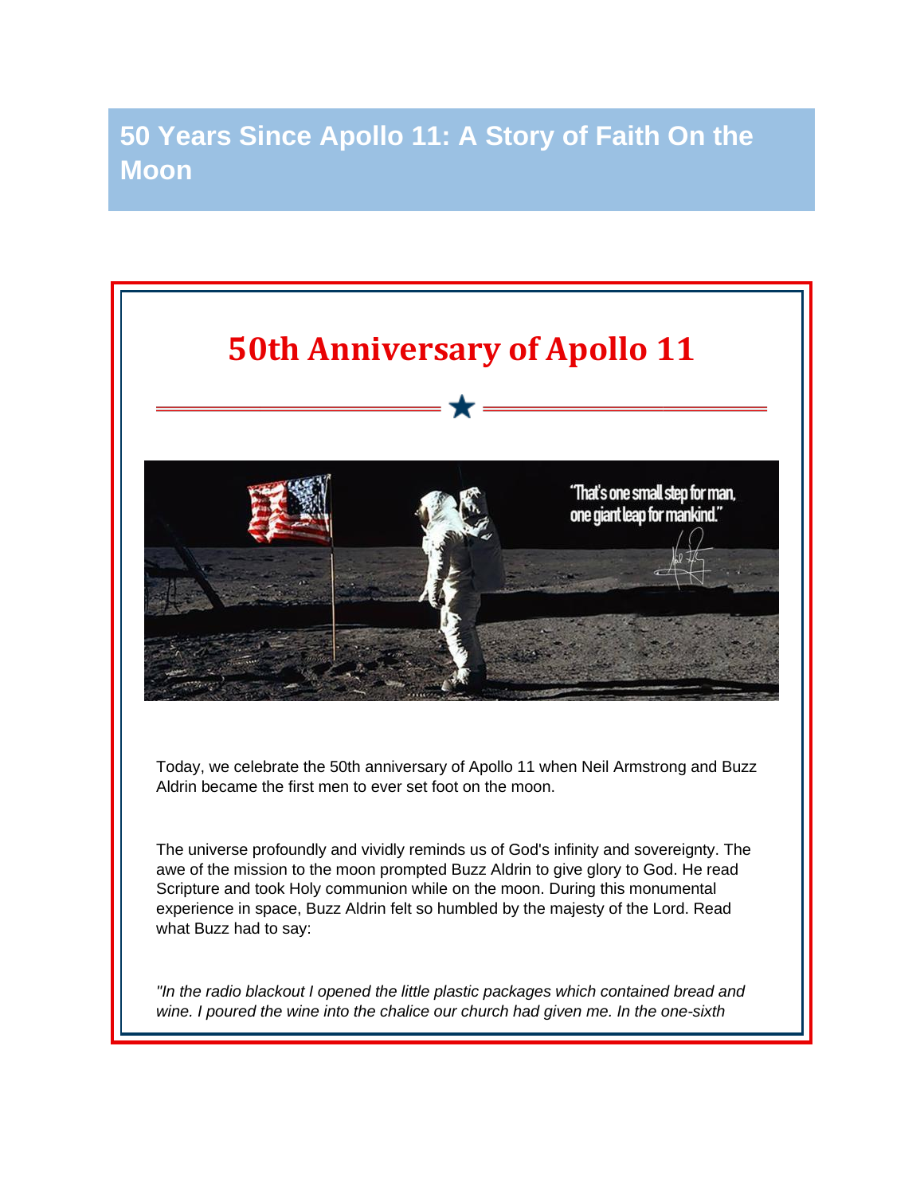# 50 Years Since Apollo 11: A Story of Faith On the Moon

## 50th Anniversary of Apollo 11

Today, we celebrate the 50th anniversary of Apollo 11 when Neil Armstrong and Buzz Aldrin became the first men to ever set foot on the moon.

The universe profoundly and vividly reminds us of God's infinity and sovereignty. The awe of the mission to the moon prompted Buzz Aldrin to give glory to God. He read Scripture and took Holy communion while on the moon. During this monumental experience in space, Buzz Aldrin felt so humbled by the majesty of the Lord. Read what Buzz had to say:

*"In the radio blackout I opened the little plastic packages which contained bread and wine. I poured the wine into the chalice our church had given me. In the one-sixth*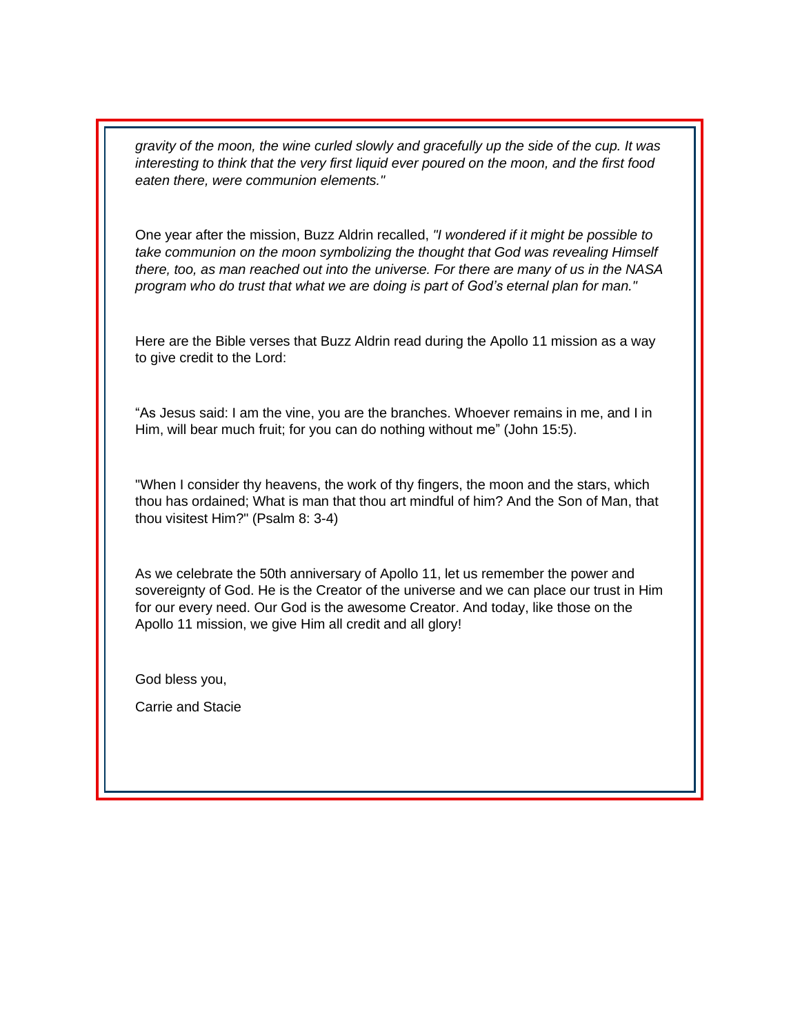*gravity of the moon, the wine curled slowly and gracefully up the side of the cup. It was interesting to think that the very first liquid ever poured on the moon, and the first food eaten there, were communion elements."*

One year after the mission, Buzz Aldrin recalled, *"I wondered if it might be possible to take communion on the moon symbolizing the thought that God was revealing Himself there, too, as man reached out into the universe. For there are many of us in the NASA program who do trust that what we are doing is part of God's eternal plan for man."*

Here are the Bible verses that Buzz Aldrin read during the Apollo 11 mission as a way to give credit to the Lord:

"As Jesus said: I am the vine, you are the branches. Whoever remains in me, and I in Him, will bear much fruit; for you can do nothing without me" (John 15:5).

"When I consider thy heavens, the work of thy fingers, the moon and the stars, which thou has ordained; What is man that thou art mindful of him? And the Son of Man, that thou visitest Him?" (Psalm 8: 3-4)

As we celebrate the 50th anniversary of Apollo 11, let us remember the power and sovereignty of God. He is the Creator of the universe and we can place our trust in Him for our every need. Our God is the awesome Creator. And today, like those on the Apollo 11 mission, we give Him all credit and all glory!

God bless you,

Carrie and Stacie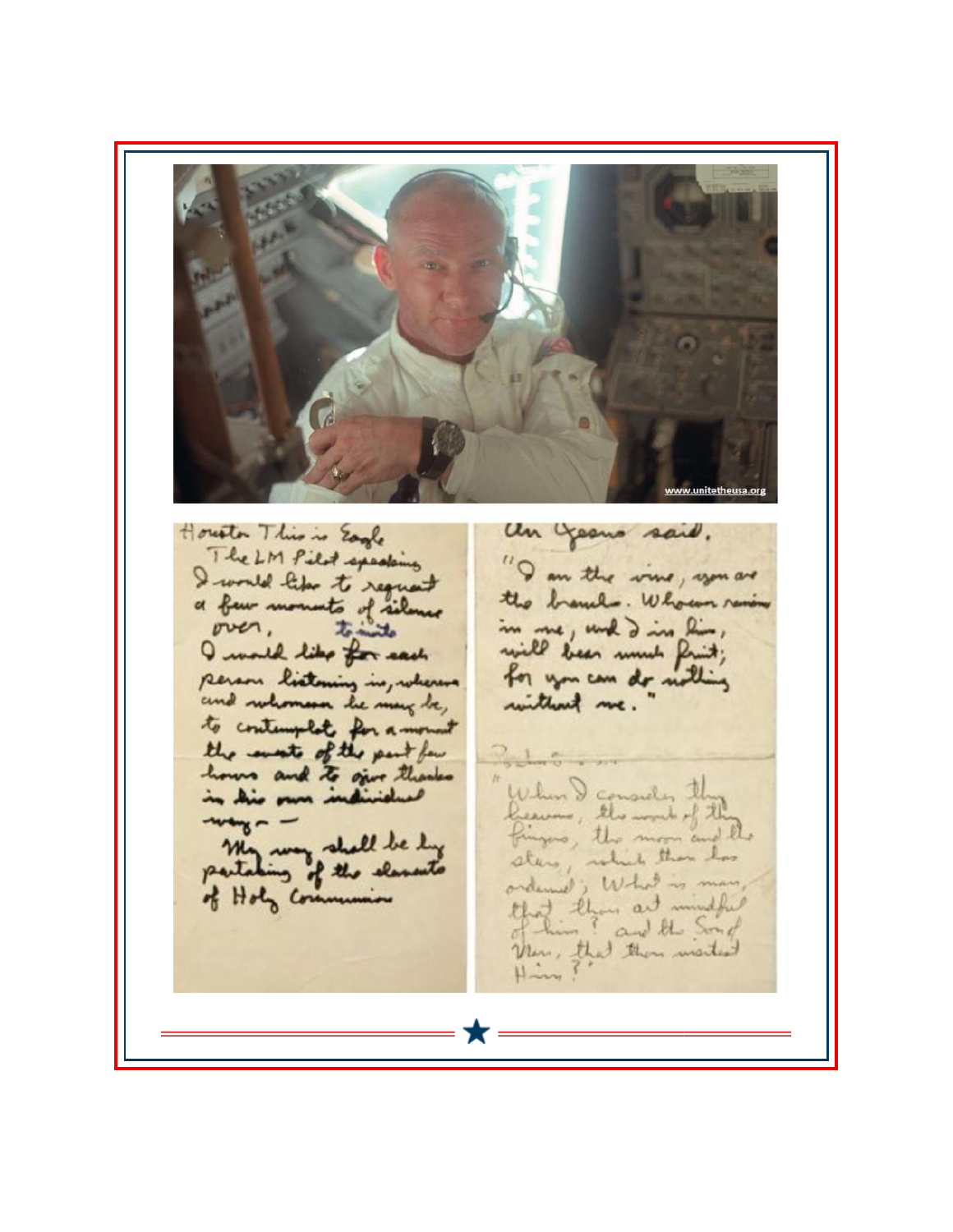www.unitetheusa.org

Houston This is Eagle
The LM Pilot speaking
I would like to request
a few moments of silence
over, to invite
I would like for each
person listening in, wherever
and whomever he may be,
to contemplate for a moment
the events of the past few
hours and to give thanks
in his own individual
way— —
My way shall be by
partaking of the elements
of Holy Communion

As Jesus said.
"I am the vine, you are
the branch. Whoever remains
in me, and I in him,
will bear much fruit;
for you can do nothing
without me."

Psalms ...
"When I consider thy
heavens, the work of thy
fingers, the moon and the
stars, which thou has
ordained; What is man,
that thou art mindful
of him? and the Son of
Man, that thou visitest
Him?"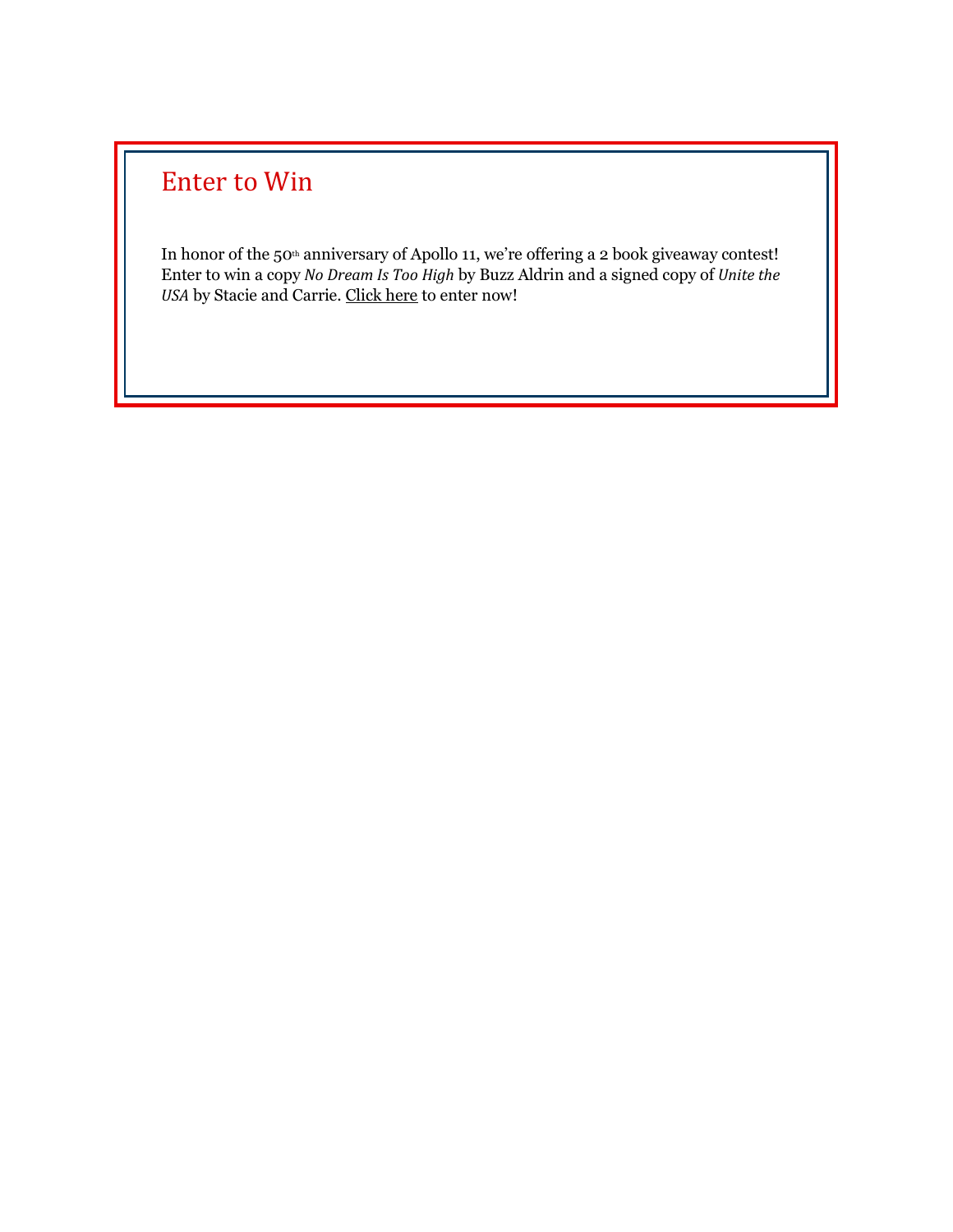## Enter to Win

In honor of the 50th anniversary of Apollo 11, we're offering a 2 book giveaway contest! Enter to win a copy *No Dream Is Too High* by Buzz Aldrin and a signed copy of *Unite the USA* by Stacie and Carrie. Click here to enter now!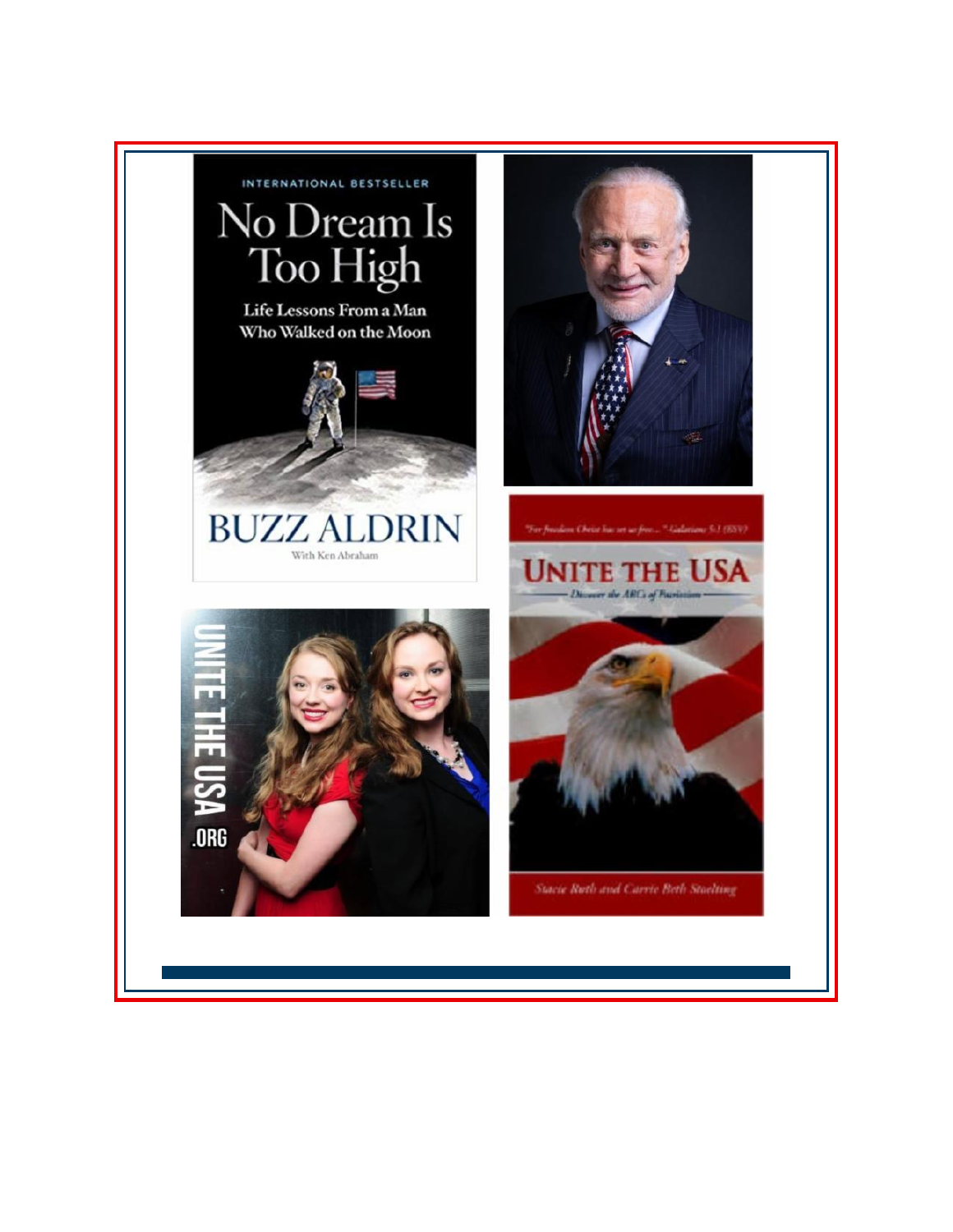INTERNATIONAL BESTSELLER

# No Dream Is Too High

Life Lessons From a Man Who Walked on the Moon

**BUZZ ALDRIN**

With Ken Abraham

UNITE THE USA .ORG

"For freedom Christ has set us free..." Galatians 5:1 (ESV)

# UNITE THE USA

Discover the ABCs of Patriotism

Stacie Ruth and Carrie Beth Stoelting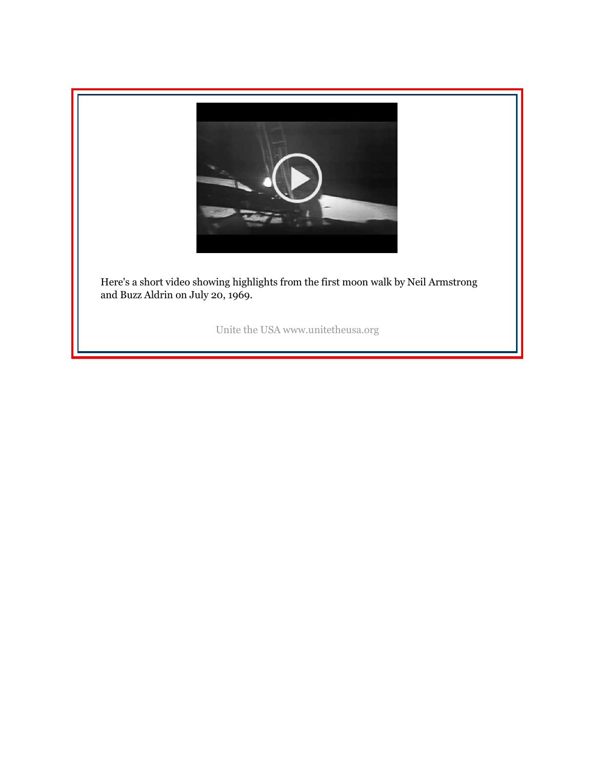Here's a short video showing highlights from the first moon walk by Neil Armstrong and Buzz Aldrin on July 20, 1969.

Unite the USA www.unitetheusa.org